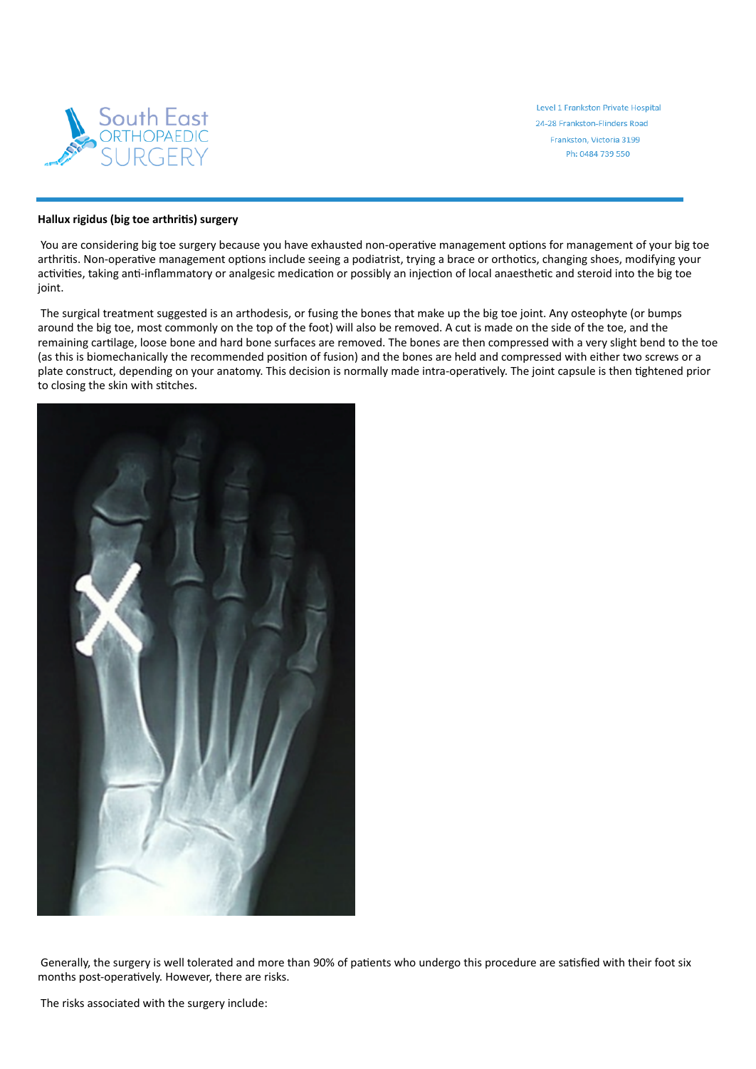South East ORTHOPAEDIC SURGERY

Level 1 Frankston Private Hospital
24-28 Frankston-Flinders Road
Frankston, Victoria 3199
Ph: 0484 739 550

**Hallux rigidus (big toe arthritis) surgery**

You are considering big toe surgery because you have exhausted non-operative management options for management of your big toe arthritis. Non-operative management options include seeing a podiatrist, trying a brace or orthotics, changing shoes, modifying your activities, taking anti-inflammatory or analgesic medication or possibly an injection of local anaesthetic and steroid into the big toe joint.

The surgical treatment suggested is an arthodesis, or fusing the bones that make up the big toe joint. Any osteophyte (or bumps around the big toe, most commonly on the top of the foot) will also be removed. A cut is made on the side of the toe, and the remaining cartilage, loose bone and hard bone surfaces are removed. The bones are then compressed with a very slight bend to the toe (as this is biomechanically the recommended position of fusion) and the bones are held and compressed with either two screws or a plate construct, depending on your anatomy. This decision is normally made intra-operatively. The joint capsule is then tightened prior to closing the skin with stitches.

Generally, the surgery is well tolerated and more than 90% of patients who undergo this procedure are satisfied with their foot six months post-operatively. However, there are risks.

The risks associated with the surgery include: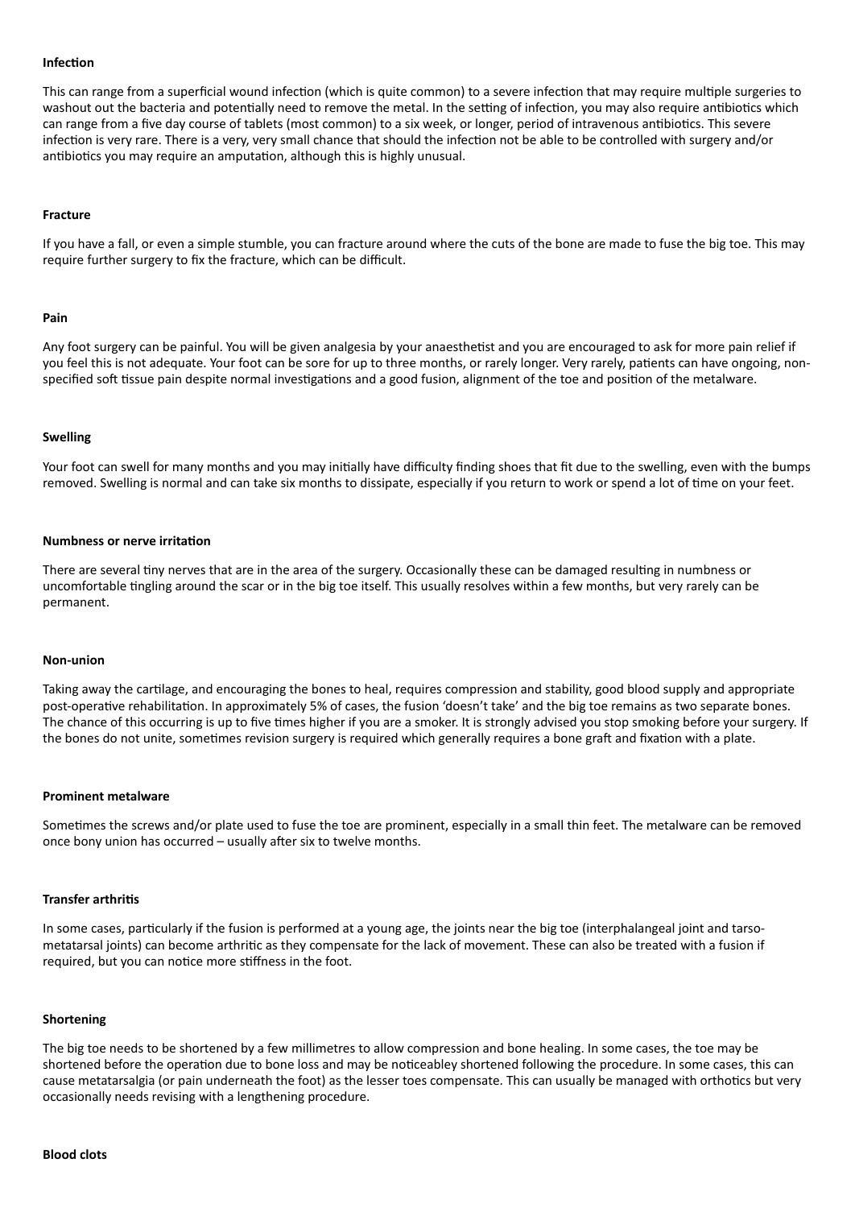**Infection**

This can range from a superficial wound infection (which is quite common) to a severe infection that may require multiple surgeries to washout out the bacteria and potentially need to remove the metal. In the setting of infection, you may also require antibiotics which can range from a five day course of tablets (most common) to a six week, or longer, period of intravenous antibiotics. This severe infection is very rare. There is a very, very small chance that should the infection not be able to be controlled with surgery and/or antibiotics you may require an amputation, although this is highly unusual.

**Fracture**

If you have a fall, or even a simple stumble, you can fracture around where the cuts of the bone are made to fuse the big toe. This may require further surgery to fix the fracture, which can be difficult.

**Pain**

Any foot surgery can be painful. You will be given analgesia by your anaesthetist and you are encouraged to ask for more pain relief if you feel this is not adequate. Your foot can be sore for up to three months, or rarely longer. Very rarely, patients can have ongoing, non-specified soft tissue pain despite normal investigations and a good fusion, alignment of the toe and position of the metalware.

**Swelling**

Your foot can swell for many months and you may initially have difficulty finding shoes that fit due to the swelling, even with the bumps removed. Swelling is normal and can take six months to dissipate, especially if you return to work or spend a lot of time on your feet.

**Numbness or nerve irritation**

There are several tiny nerves that are in the area of the surgery. Occasionally these can be damaged resulting in numbness or uncomfortable tingling around the scar or in the big toe itself. This usually resolves within a few months, but very rarely can be permanent.

**Non-union**

Taking away the cartilage, and encouraging the bones to heal, requires compression and stability, good blood supply and appropriate post-operative rehabilitation. In approximately 5% of cases, the fusion 'doesn't take' and the big toe remains as two separate bones. The chance of this occurring is up to five times higher if you are a smoker. It is strongly advised you stop smoking before your surgery. If the bones do not unite, sometimes revision surgery is required which generally requires a bone graft and fixation with a plate.

**Prominent metalware**

Sometimes the screws and/or plate used to fuse the toe are prominent, especially in a small thin feet. The metalware can be removed once bony union has occurred – usually after six to twelve months.

**Transfer arthritis**

In some cases, particularly if the fusion is performed at a young age, the joints near the big toe (interphalangeal joint and tarso-metatarsal joints) can become arthritic as they compensate for the lack of movement. These can also be treated with a fusion if required, but you can notice more stiffness in the foot.

**Shortening**

The big toe needs to be shortened by a few millimetres to allow compression and bone healing. In some cases, the toe may be shortened before the operation due to bone loss and may be noticeabley shortened following the procedure. In some cases, this can cause metatarsalgia (or pain underneath the foot) as the lesser toes compensate. This can usually be managed with orthotics but very occasionally needs revising with a lengthening procedure.

**Blood clots**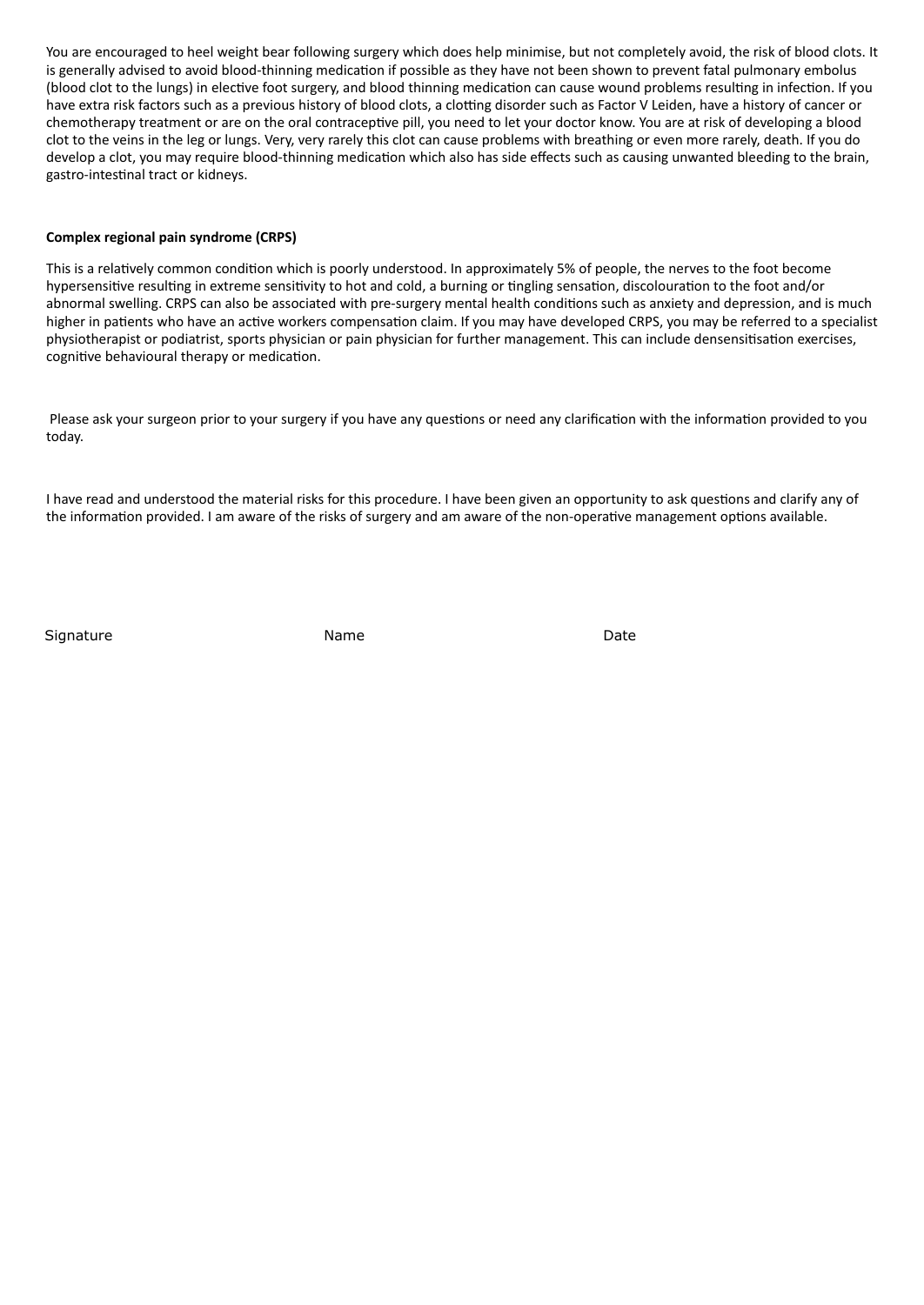You are encouraged to heel weight bear following surgery which does help minimise, but not completely avoid, the risk of blood clots. It is generally advised to avoid blood-thinning medication if possible as they have not been shown to prevent fatal pulmonary embolus (blood clot to the lungs) in elective foot surgery, and blood thinning medication can cause wound problems resulting in infection. If you have extra risk factors such as a previous history of blood clots, a clotting disorder such as Factor V Leiden, have a history of cancer or chemotherapy treatment or are on the oral contraceptive pill, you need to let your doctor know. You are at risk of developing a blood clot to the veins in the leg or lungs. Very, very rarely this clot can cause problems with breathing or even more rarely, death. If you do develop a clot, you may require blood-thinning medication which also has side effects such as causing unwanted bleeding to the brain, gastro-intestinal tract or kidneys.

**Complex regional pain syndrome (CRPS)**

This is a relatively common condition which is poorly understood. In approximately 5% of people, the nerves to the foot become hypersensitive resulting in extreme sensitivity to hot and cold, a burning or tingling sensation, discolouration to the foot and/or abnormal swelling. CRPS can also be associated with pre-surgery mental health conditions such as anxiety and depression, and is much higher in patients who have an active workers compensation claim. If you may have developed CRPS, you may be referred to a specialist physiotherapist or podiatrist, sports physician or pain physician for further management. This can include densensitisation exercises, cognitive behavioural therapy or medication.

Please ask your surgeon prior to your surgery if you have any questions or need any clarification with the information provided to you today.

I have read and understood the material risks for this procedure. I have been given an opportunity to ask questions and clarify any of the information provided. I am aware of the risks of surgery and am aware of the non-operative management options available.

Signature Name Date